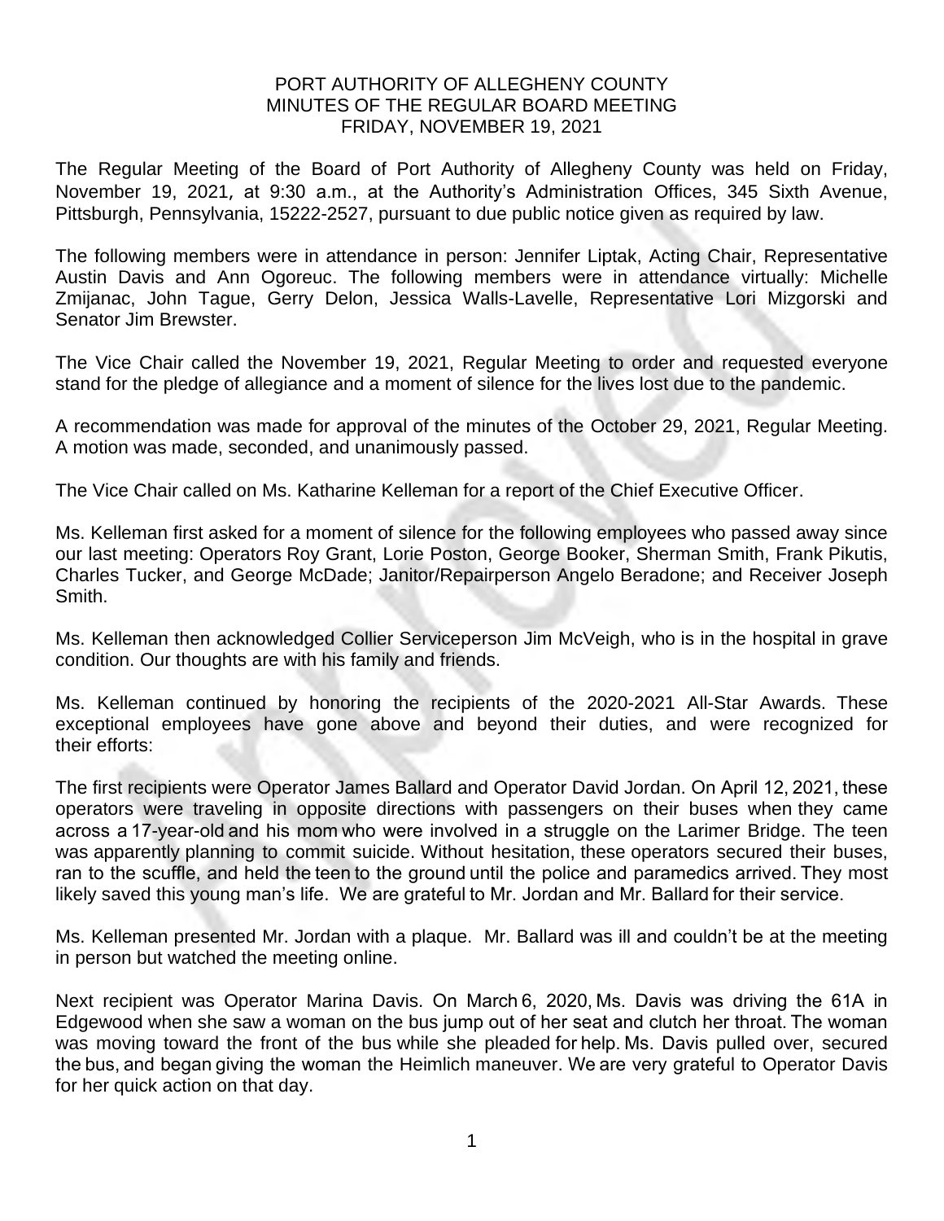# PORT AUTHORITY OF ALLEGHENY COUNTY
## MINUTES OF THE REGULAR BOARD MEETING
## FRIDAY, NOVEMBER 19, 2021

The Regular Meeting of the Board of Port Authority of Allegheny County was held on Friday, November 19, 2021, at 9:30 a.m., at the Authority's Administration Offices, 345 Sixth Avenue, Pittsburgh, Pennsylvania, 15222-2527, pursuant to due public notice given as required by law.

The following members were in attendance in person: Jennifer Liptak, Acting Chair, Representative Austin Davis and Ann Ogoreuc. The following members were in attendance virtually: Michelle Zmijanac, John Tague, Gerry Delon, Jessica Walls-Lavelle, Representative Lori Mizgorski and Senator Jim Brewster.

The Vice Chair called the November 19, 2021, Regular Meeting to order and requested everyone stand for the pledge of allegiance and a moment of silence for the lives lost due to the pandemic.

A recommendation was made for approval of the minutes of the October 29, 2021, Regular Meeting. A motion was made, seconded, and unanimously passed.

The Vice Chair called on Ms. Katharine Kelleman for a report of the Chief Executive Officer.

Ms. Kelleman first asked for a moment of silence for the following employees who passed away since our last meeting: Operators Roy Grant, Lorie Poston, George Booker, Sherman Smith, Frank Pikutis, Charles Tucker, and George McDade; Janitor/Repairperson Angelo Beradone; and Receiver Joseph Smith.

Ms. Kelleman then acknowledged Collier Serviceperson Jim McVeigh, who is in the hospital in grave condition. Our thoughts are with his family and friends.

Ms. Kelleman continued by honoring the recipients of the 2020-2021 All-Star Awards. These exceptional employees have gone above and beyond their duties, and were recognized for their efforts:

The first recipients were Operator James Ballard and Operator David Jordan. On April 12, 2021, these operators were traveling in opposite directions with passengers on their buses when they came across a 17-year-old and his mom who were involved in a struggle on the Larimer Bridge. The teen was apparently planning to commit suicide. Without hesitation, these operators secured their buses, ran to the scuffle, and held the teen to the ground until the police and paramedics arrived. They most likely saved this young man's life. We are grateful to Mr. Jordan and Mr. Ballard for their service.

Ms. Kelleman presented Mr. Jordan with a plaque. Mr. Ballard was ill and couldn't be at the meeting in person but watched the meeting online.

Next recipient was Operator Marina Davis. On March 6, 2020, Ms. Davis was driving the 61A in Edgewood when she saw a woman on the bus jump out of her seat and clutch her throat. The woman was moving toward the front of the bus while she pleaded for help. Ms. Davis pulled over, secured the bus, and began giving the woman the Heimlich maneuver. We are very grateful to Operator Davis for her quick action on that day.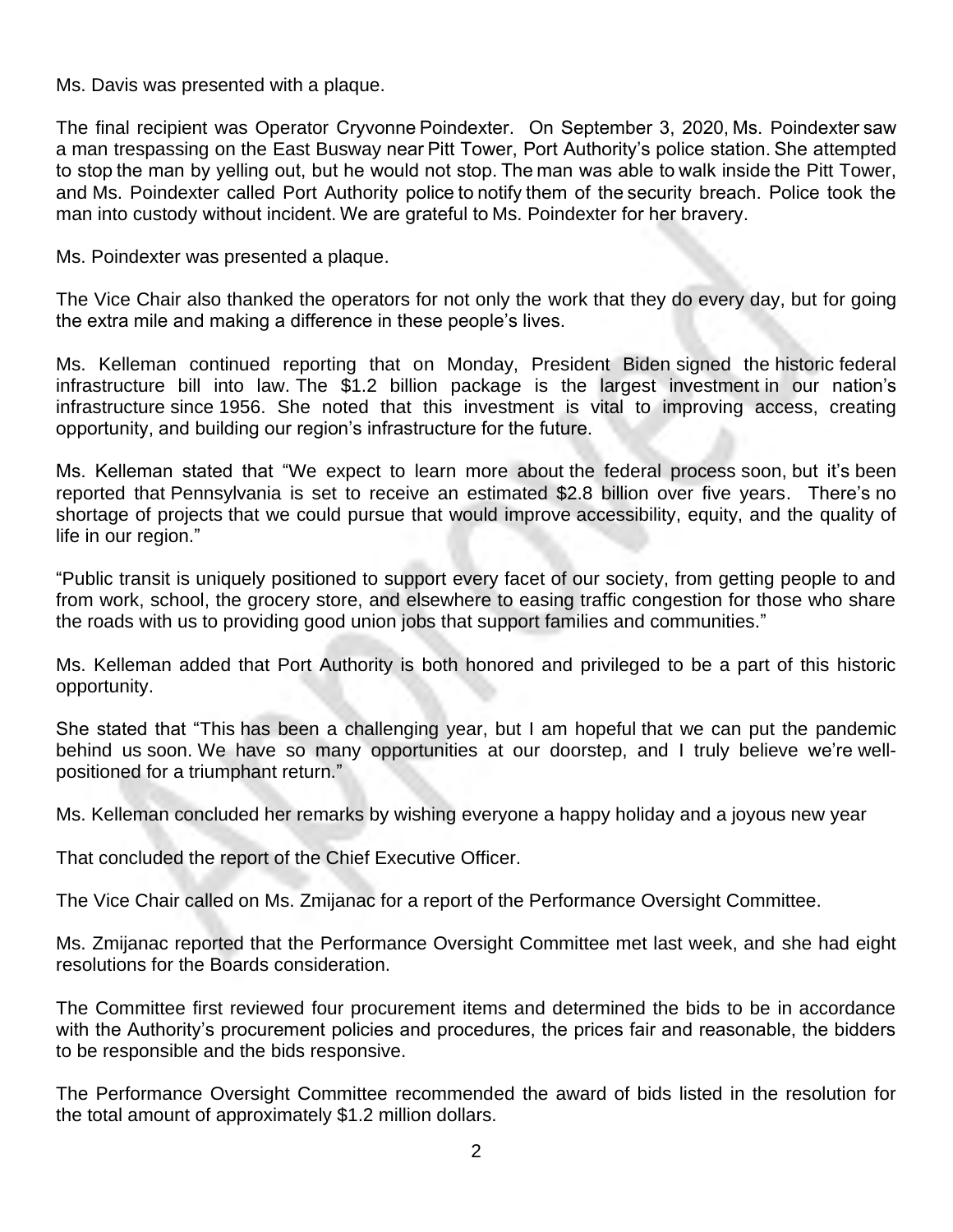Ms. Davis was presented with a plaque.

The final recipient was Operator Cryvonne Poindexter. On September 3, 2020, Ms. Poindexter saw a man trespassing on the East Busway near Pitt Tower, Port Authority's police station. She attempted to stop the man by yelling out, but he would not stop. The man was able to walk inside the Pitt Tower, and Ms. Poindexter called Port Authority police to notify them of the security breach. Police took the man into custody without incident. We are grateful to Ms. Poindexter for her bravery.

Ms. Poindexter was presented a plaque.

The Vice Chair also thanked the operators for not only the work that they do every day, but for going the extra mile and making a difference in these people's lives.

Ms. Kelleman continued reporting that on Monday, President Biden signed the historic federal infrastructure bill into law. The $1.2 billion package is the largest investment in our nation's infrastructure since 1956. She noted that this investment is vital to improving access, creating opportunity, and building our region's infrastructure for the future.

Ms. Kelleman stated that "We expect to learn more about the federal process soon, but it's been reported that Pennsylvania is set to receive an estimated $2.8 billion over five years. There's no shortage of projects that we could pursue that would improve accessibility, equity, and the quality of life in our region."

"Public transit is uniquely positioned to support every facet of our society, from getting people to and from work, school, the grocery store, and elsewhere to easing traffic congestion for those who share the roads with us to providing good union jobs that support families and communities."

Ms. Kelleman added that Port Authority is both honored and privileged to be a part of this historic opportunity.

She stated that "This has been a challenging year, but I am hopeful that we can put the pandemic behind us soon. We have so many opportunities at our doorstep, and I truly believe we're well-positioned for a triumphant return."

Ms. Kelleman concluded her remarks by wishing everyone a happy holiday and a joyous new year

That concluded the report of the Chief Executive Officer.

The Vice Chair called on Ms. Zmijanac for a report of the Performance Oversight Committee.

Ms. Zmijanac reported that the Performance Oversight Committee met last week, and she had eight resolutions for the Boards consideration.

The Committee first reviewed four procurement items and determined the bids to be in accordance with the Authority's procurement policies and procedures, the prices fair and reasonable, the bidders to be responsible and the bids responsive.

The Performance Oversight Committee recommended the award of bids listed in the resolution for the total amount of approximately $1.2 million dollars.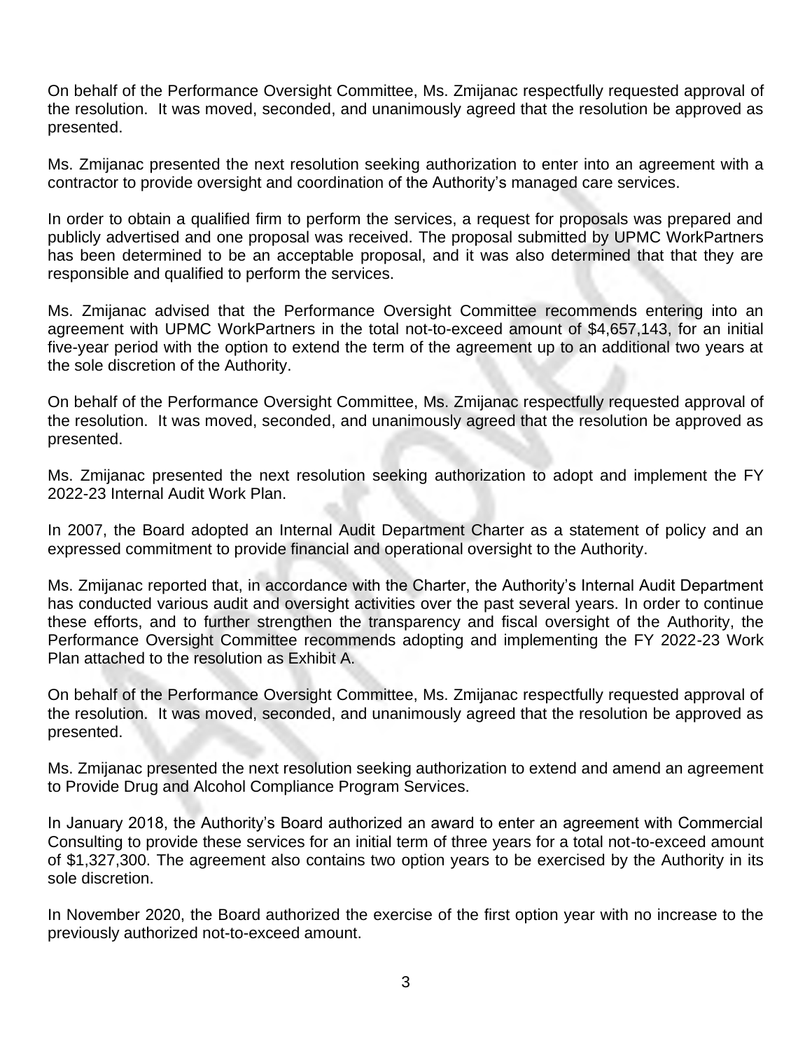On behalf of the Performance Oversight Committee, Ms. Zmijanac respectfully requested approval of the resolution. It was moved, seconded, and unanimously agreed that the resolution be approved as presented.

Ms. Zmijanac presented the next resolution seeking authorization to enter into an agreement with a contractor to provide oversight and coordination of the Authority's managed care services.

In order to obtain a qualified firm to perform the services, a request for proposals was prepared and publicly advertised and one proposal was received. The proposal submitted by UPMC WorkPartners has been determined to be an acceptable proposal, and it was also determined that that they are responsible and qualified to perform the services.

Ms. Zmijanac advised that the Performance Oversight Committee recommends entering into an agreement with UPMC WorkPartners in the total not-to-exceed amount of $4,657,143, for an initial five-year period with the option to extend the term of the agreement up to an additional two years at the sole discretion of the Authority.

On behalf of the Performance Oversight Committee, Ms. Zmijanac respectfully requested approval of the resolution. It was moved, seconded, and unanimously agreed that the resolution be approved as presented.

Ms. Zmijanac presented the next resolution seeking authorization to adopt and implement the FY 2022-23 Internal Audit Work Plan.

In 2007, the Board adopted an Internal Audit Department Charter as a statement of policy and an expressed commitment to provide financial and operational oversight to the Authority.

Ms. Zmijanac reported that, in accordance with the Charter, the Authority's Internal Audit Department has conducted various audit and oversight activities over the past several years. In order to continue these efforts, and to further strengthen the transparency and fiscal oversight of the Authority, the Performance Oversight Committee recommends adopting and implementing the FY 2022-23 Work Plan attached to the resolution as Exhibit A.

On behalf of the Performance Oversight Committee, Ms. Zmijanac respectfully requested approval of the resolution. It was moved, seconded, and unanimously agreed that the resolution be approved as presented.

Ms. Zmijanac presented the next resolution seeking authorization to extend and amend an agreement to Provide Drug and Alcohol Compliance Program Services.

In January 2018, the Authority's Board authorized an award to enter an agreement with Commercial Consulting to provide these services for an initial term of three years for a total not-to-exceed amount of $1,327,300. The agreement also contains two option years to be exercised by the Authority in its sole discretion.

In November 2020, the Board authorized the exercise of the first option year with no increase to the previously authorized not-to-exceed amount.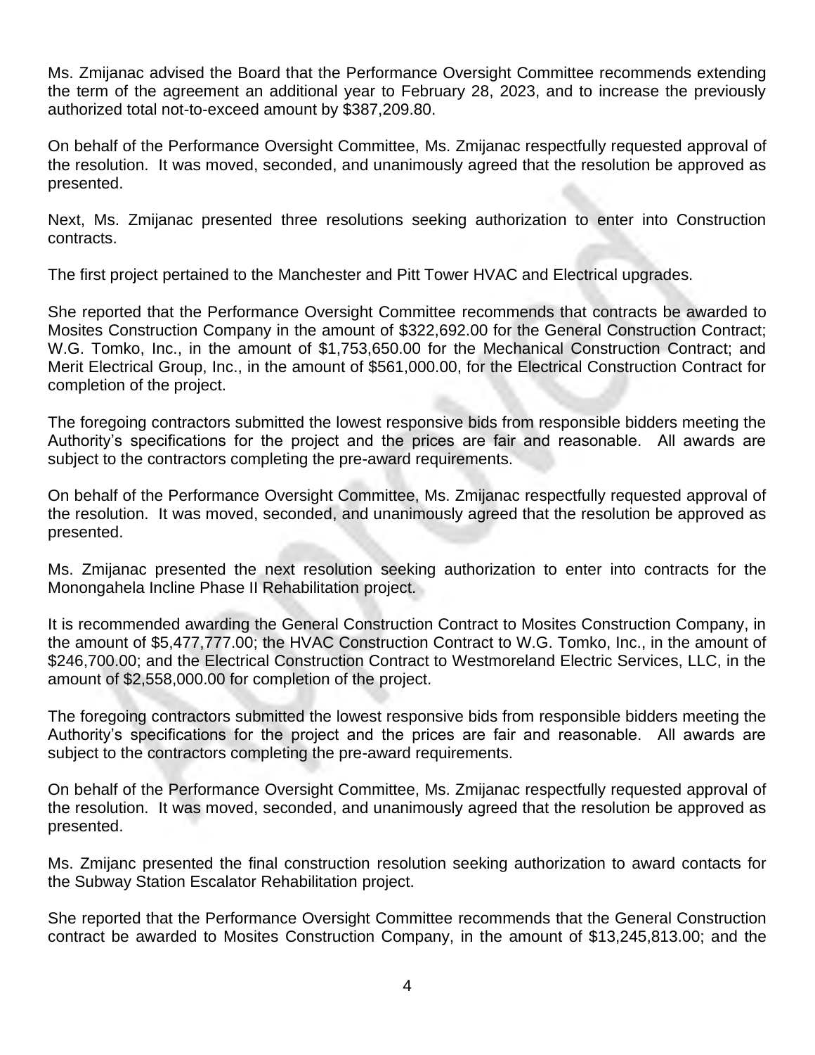Ms. Zmijanac advised the Board that the Performance Oversight Committee recommends extending the term of the agreement an additional year to February 28, 2023, and to increase the previously authorized total not-to-exceed amount by $387,209.80.

On behalf of the Performance Oversight Committee, Ms. Zmijanac respectfully requested approval of the resolution. It was moved, seconded, and unanimously agreed that the resolution be approved as presented.

Next, Ms. Zmijanac presented three resolutions seeking authorization to enter into Construction contracts.

The first project pertained to the Manchester and Pitt Tower HVAC and Electrical upgrades.

She reported that the Performance Oversight Committee recommends that contracts be awarded to Mosites Construction Company in the amount of $322,692.00 for the General Construction Contract; W.G. Tomko, Inc., in the amount of $1,753,650.00 for the Mechanical Construction Contract; and Merit Electrical Group, Inc., in the amount of $561,000.00, for the Electrical Construction Contract for completion of the project.

The foregoing contractors submitted the lowest responsive bids from responsible bidders meeting the Authority's specifications for the project and the prices are fair and reasonable. All awards are subject to the contractors completing the pre-award requirements.

On behalf of the Performance Oversight Committee, Ms. Zmijanac respectfully requested approval of the resolution. It was moved, seconded, and unanimously agreed that the resolution be approved as presented.

Ms. Zmijanac presented the next resolution seeking authorization to enter into contracts for the Monongahela Incline Phase II Rehabilitation project.

It is recommended awarding the General Construction Contract to Mosites Construction Company, in the amount of $5,477,777.00; the HVAC Construction Contract to W.G. Tomko, Inc., in the amount of $246,700.00; and the Electrical Construction Contract to Westmoreland Electric Services, LLC, in the amount of $2,558,000.00 for completion of the project.

The foregoing contractors submitted the lowest responsive bids from responsible bidders meeting the Authority's specifications for the project and the prices are fair and reasonable. All awards are subject to the contractors completing the pre-award requirements.

On behalf of the Performance Oversight Committee, Ms. Zmijanac respectfully requested approval of the resolution. It was moved, seconded, and unanimously agreed that the resolution be approved as presented.

Ms. Zmijanc presented the final construction resolution seeking authorization to award contacts for the Subway Station Escalator Rehabilitation project.

She reported that the Performance Oversight Committee recommends that the General Construction contract be awarded to Mosites Construction Company, in the amount of $13,245,813.00; and the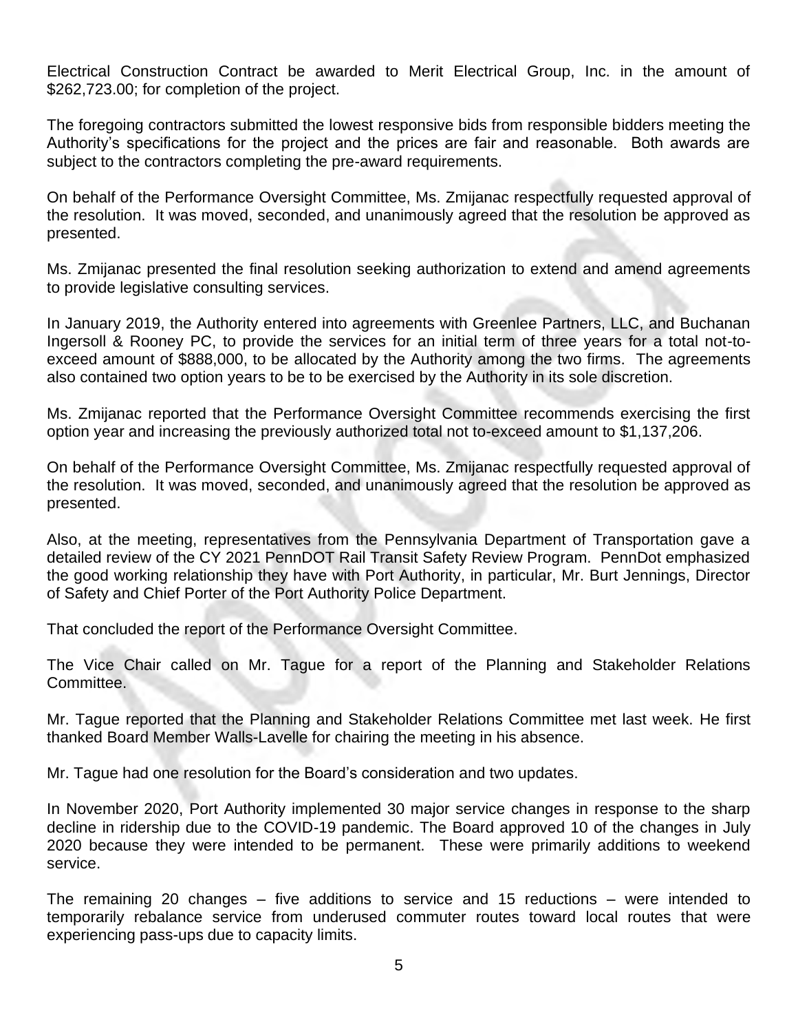Electrical Construction Contract be awarded to Merit Electrical Group, Inc. in the amount of $262,723.00; for completion of the project.

The foregoing contractors submitted the lowest responsive bids from responsible bidders meeting the Authority's specifications for the project and the prices are fair and reasonable. Both awards are subject to the contractors completing the pre-award requirements.

On behalf of the Performance Oversight Committee, Ms. Zmijanac respectfully requested approval of the resolution. It was moved, seconded, and unanimously agreed that the resolution be approved as presented.

Ms. Zmijanac presented the final resolution seeking authorization to extend and amend agreements to provide legislative consulting services.

In January 2019, the Authority entered into agreements with Greenlee Partners, LLC, and Buchanan Ingersoll & Rooney PC, to provide the services for an initial term of three years for a total not-to-exceed amount of $888,000, to be allocated by the Authority among the two firms. The agreements also contained two option years to be to be exercised by the Authority in its sole discretion.

Ms. Zmijanac reported that the Performance Oversight Committee recommends exercising the first option year and increasing the previously authorized total not to-exceed amount to $1,137,206.

On behalf of the Performance Oversight Committee, Ms. Zmijanac respectfully requested approval of the resolution. It was moved, seconded, and unanimously agreed that the resolution be approved as presented.

Also, at the meeting, representatives from the Pennsylvania Department of Transportation gave a detailed review of the CY 2021 PennDOT Rail Transit Safety Review Program. PennDot emphasized the good working relationship they have with Port Authority, in particular, Mr. Burt Jennings, Director of Safety and Chief Porter of the Port Authority Police Department.

That concluded the report of the Performance Oversight Committee.

The Vice Chair called on Mr. Tague for a report of the Planning and Stakeholder Relations Committee.

Mr. Tague reported that the Planning and Stakeholder Relations Committee met last week. He first thanked Board Member Walls-Lavelle for chairing the meeting in his absence.

Mr. Tague had one resolution for the Board's consideration and two updates.

In November 2020, Port Authority implemented 30 major service changes in response to the sharp decline in ridership due to the COVID-19 pandemic. The Board approved 10 of the changes in July 2020 because they were intended to be permanent. These were primarily additions to weekend service.

The remaining 20 changes – five additions to service and 15 reductions – were intended to temporarily rebalance service from underused commuter routes toward local routes that were experiencing pass-ups due to capacity limits.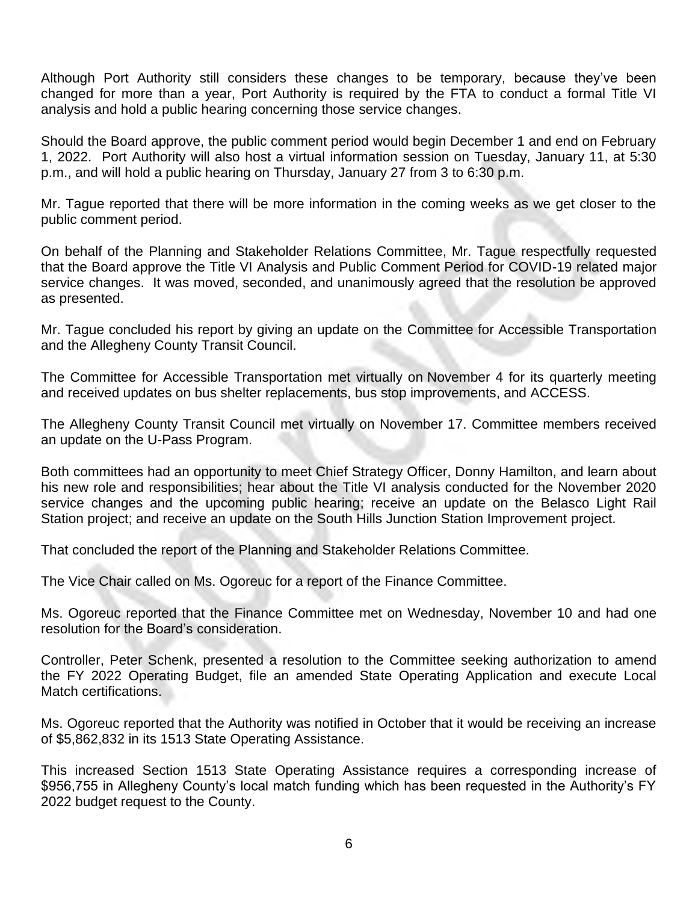Although Port Authority still considers these changes to be temporary, because they've been changed for more than a year, Port Authority is required by the FTA to conduct a formal Title VI analysis and hold a public hearing concerning those service changes.

Should the Board approve, the public comment period would begin December 1 and end on February 1, 2022. Port Authority will also host a virtual information session on Tuesday, January 11, at 5:30 p.m., and will hold a public hearing on Thursday, January 27 from 3 to 6:30 p.m.

Mr. Tague reported that there will be more information in the coming weeks as we get closer to the public comment period.

On behalf of the Planning and Stakeholder Relations Committee, Mr. Tague respectfully requested that the Board approve the Title VI Analysis and Public Comment Period for COVID-19 related major service changes. It was moved, seconded, and unanimously agreed that the resolution be approved as presented.

Mr. Tague concluded his report by giving an update on the Committee for Accessible Transportation and the Allegheny County Transit Council.

The Committee for Accessible Transportation met virtually on November 4 for its quarterly meeting and received updates on bus shelter replacements, bus stop improvements, and ACCESS.

The Allegheny County Transit Council met virtually on November 17. Committee members received an update on the U-Pass Program.

Both committees had an opportunity to meet Chief Strategy Officer, Donny Hamilton, and learn about his new role and responsibilities; hear about the Title VI analysis conducted for the November 2020 service changes and the upcoming public hearing; receive an update on the Belasco Light Rail Station project; and receive an update on the South Hills Junction Station Improvement project.

That concluded the report of the Planning and Stakeholder Relations Committee.

The Vice Chair called on Ms. Ogoreuc for a report of the Finance Committee.

Ms. Ogoreuc reported that the Finance Committee met on Wednesday, November 10 and had one resolution for the Board's consideration.

Controller, Peter Schenk, presented a resolution to the Committee seeking authorization to amend the FY 2022 Operating Budget, file an amended State Operating Application and execute Local Match certifications.

Ms. Ogoreuc reported that the Authority was notified in October that it would be receiving an increase of $5,862,832 in its 1513 State Operating Assistance.

This increased Section 1513 State Operating Assistance requires a corresponding increase of $956,755 in Allegheny County's local match funding which has been requested in the Authority's FY 2022 budget request to the County.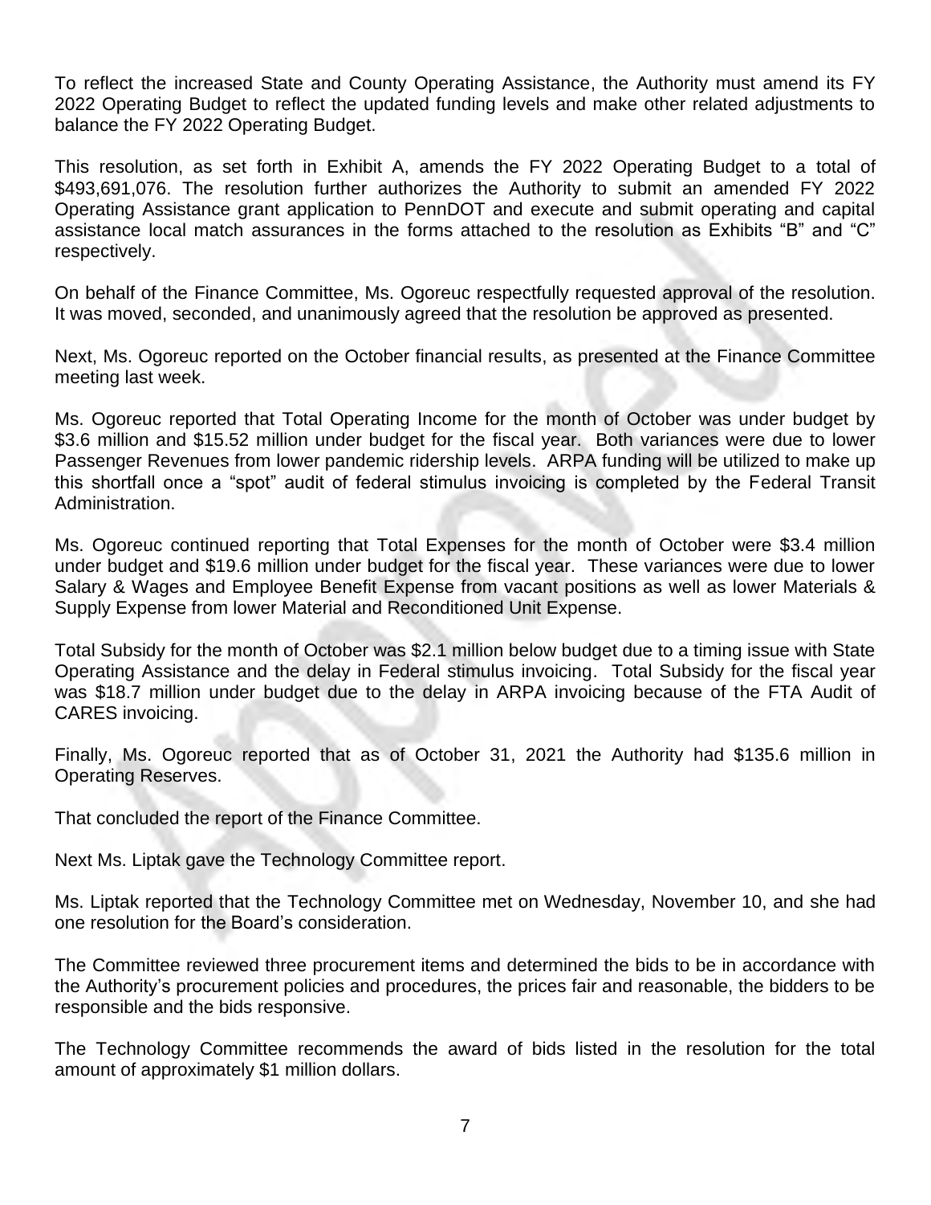To reflect the increased State and County Operating Assistance, the Authority must amend its FY 2022 Operating Budget to reflect the updated funding levels and make other related adjustments to balance the FY 2022 Operating Budget.

This resolution, as set forth in Exhibit A, amends the FY 2022 Operating Budget to a total of $493,691,076. The resolution further authorizes the Authority to submit an amended FY 2022 Operating Assistance grant application to PennDOT and execute and submit operating and capital assistance local match assurances in the forms attached to the resolution as Exhibits "B" and "C" respectively.

On behalf of the Finance Committee, Ms. Ogoreuc respectfully requested approval of the resolution. It was moved, seconded, and unanimously agreed that the resolution be approved as presented.

Next, Ms. Ogoreuc reported on the October financial results, as presented at the Finance Committee meeting last week.

Ms. Ogoreuc reported that Total Operating Income for the month of October was under budget by $3.6 million and $15.52 million under budget for the fiscal year. Both variances were due to lower Passenger Revenues from lower pandemic ridership levels. ARPA funding will be utilized to make up this shortfall once a "spot" audit of federal stimulus invoicing is completed by the Federal Transit Administration.

Ms. Ogoreuc continued reporting that Total Expenses for the month of October were $3.4 million under budget and $19.6 million under budget for the fiscal year. These variances were due to lower Salary & Wages and Employee Benefit Expense from vacant positions as well as lower Materials & Supply Expense from lower Material and Reconditioned Unit Expense.

Total Subsidy for the month of October was $2.1 million below budget due to a timing issue with State Operating Assistance and the delay in Federal stimulus invoicing. Total Subsidy for the fiscal year was $18.7 million under budget due to the delay in ARPA invoicing because of the FTA Audit of CARES invoicing.

Finally, Ms. Ogoreuc reported that as of October 31, 2021 the Authority had $135.6 million in Operating Reserves.

That concluded the report of the Finance Committee.

Next Ms. Liptak gave the Technology Committee report.

Ms. Liptak reported that the Technology Committee met on Wednesday, November 10, and she had one resolution for the Board's consideration.

The Committee reviewed three procurement items and determined the bids to be in accordance with the Authority's procurement policies and procedures, the prices fair and reasonable, the bidders to be responsible and the bids responsive.

The Technology Committee recommends the award of bids listed in the resolution for the total amount of approximately $1 million dollars.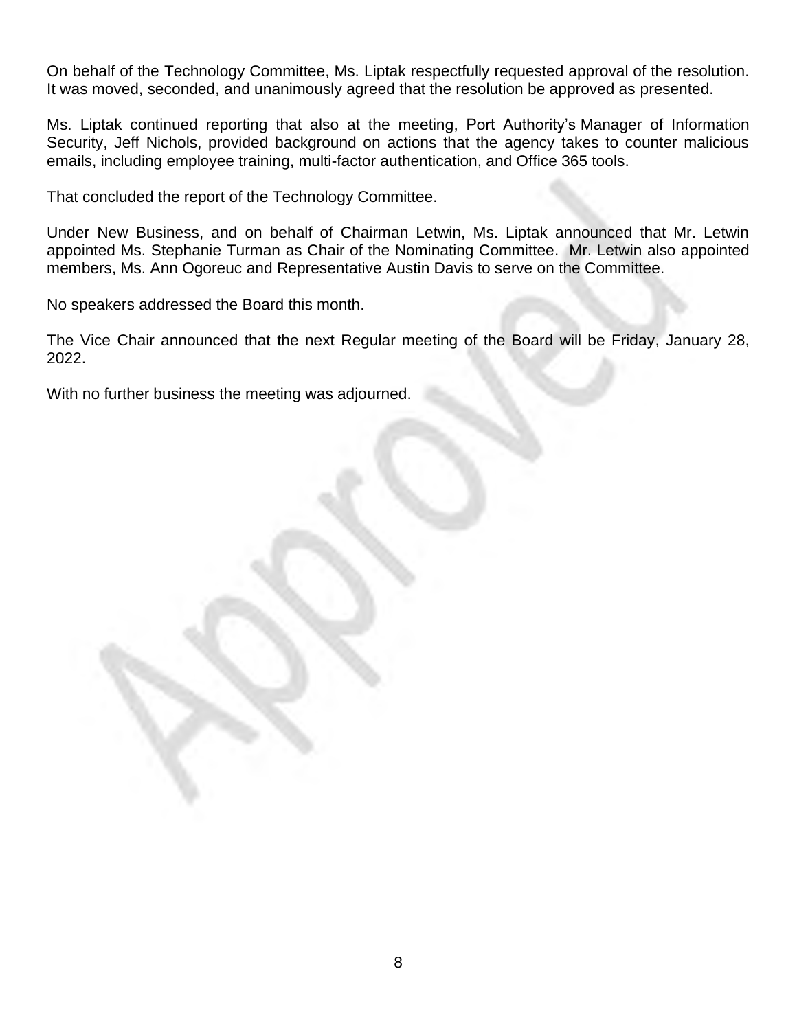On behalf of the Technology Committee, Ms. Liptak respectfully requested approval of the resolution. It was moved, seconded, and unanimously agreed that the resolution be approved as presented.

Ms. Liptak continued reporting that also at the meeting, Port Authority's Manager of Information Security, Jeff Nichols, provided background on actions that the agency takes to counter malicious emails, including employee training, multi-factor authentication, and Office 365 tools.

That concluded the report of the Technology Committee.

Under New Business, and on behalf of Chairman Letwin, Ms. Liptak announced that Mr. Letwin appointed Ms. Stephanie Turman as Chair of the Nominating Committee. Mr. Letwin also appointed members, Ms. Ann Ogoreuc and Representative Austin Davis to serve on the Committee.

No speakers addressed the Board this month.

The Vice Chair announced that the next Regular meeting of the Board will be Friday, January 28, 2022.

With no further business the meeting was adjourned.